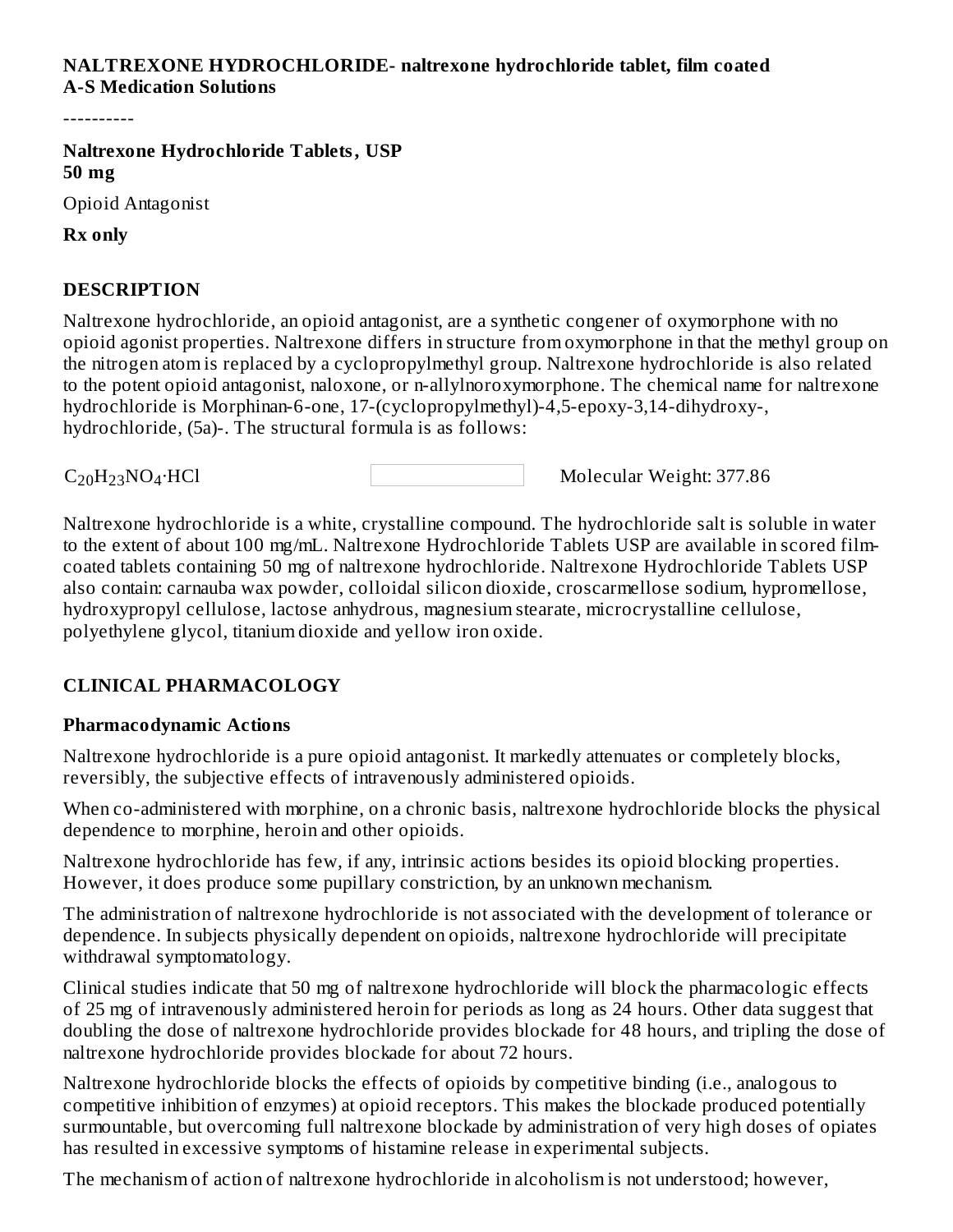**NALTREXONE HYDROCHLORIDE- naltrexone hydrochloride tablet, film coated**
**A-S Medication Solutions**

----------

**Naltrexone Hydrochloride Tablets, USP**
**50 mg**

Opioid Antagonist

**Rx only**

## DESCRIPTION

Naltrexone hydrochloride, an opioid antagonist, are a synthetic congener of oxymorphone with no opioid agonist properties. Naltrexone differs in structure from oxymorphone in that the methyl group on the nitrogen atom is replaced by a cyclopropylmethyl group. Naltrexone hydrochloride is also related to the potent opioid antagonist, naloxone, or n-allylnoroxymorphone. The chemical name for naltrexone hydrochloride is Morphinan-6-one, 17-(cyclopropylmethyl)-4,5-epoxy-3,14-dihydroxy-, hydrochloride, (5a)-. The structural formula is as follows:

$C_{20}H_{23}NO_4 \cdot HCl$ Molecular Weight: 377.86

Naltrexone hydrochloride is a white, crystalline compound. The hydrochloride salt is soluble in water to the extent of about 100 mg/mL. Naltrexone Hydrochloride Tablets USP are available in scored film-coated tablets containing 50 mg of naltrexone hydrochloride. Naltrexone Hydrochloride Tablets USP also contain: carnauba wax powder, colloidal silicon dioxide, croscarmellose sodium, hypromellose, hydroxypropyl cellulose, lactose anhydrous, magnesium stearate, microcrystalline cellulose, polyethylene glycol, titanium dioxide and yellow iron oxide.

## CLINICAL PHARMACOLOGY

### Pharmacodynamic Actions

Naltrexone hydrochloride is a pure opioid antagonist. It markedly attenuates or completely blocks, reversibly, the subjective effects of intravenously administered opioids.

When co-administered with morphine, on a chronic basis, naltrexone hydrochloride blocks the physical dependence to morphine, heroin and other opioids.

Naltrexone hydrochloride has few, if any, intrinsic actions besides its opioid blocking properties. However, it does produce some pupillary constriction, by an unknown mechanism.

The administration of naltrexone hydrochloride is not associated with the development of tolerance or dependence. In subjects physically dependent on opioids, naltrexone hydrochloride will precipitate withdrawal symptomatology.

Clinical studies indicate that 50 mg of naltrexone hydrochloride will block the pharmacologic effects of 25 mg of intravenously administered heroin for periods as long as 24 hours. Other data suggest that doubling the dose of naltrexone hydrochloride provides blockade for 48 hours, and tripling the dose of naltrexone hydrochloride provides blockade for about 72 hours.

Naltrexone hydrochloride blocks the effects of opioids by competitive binding (i.e., analogous to competitive inhibition of enzymes) at opioid receptors. This makes the blockade produced potentially surmountable, but overcoming full naltrexone blockade by administration of very high doses of opiates has resulted in excessive symptoms of histamine release in experimental subjects.

The mechanism of action of naltrexone hydrochloride in alcoholism is not understood; however,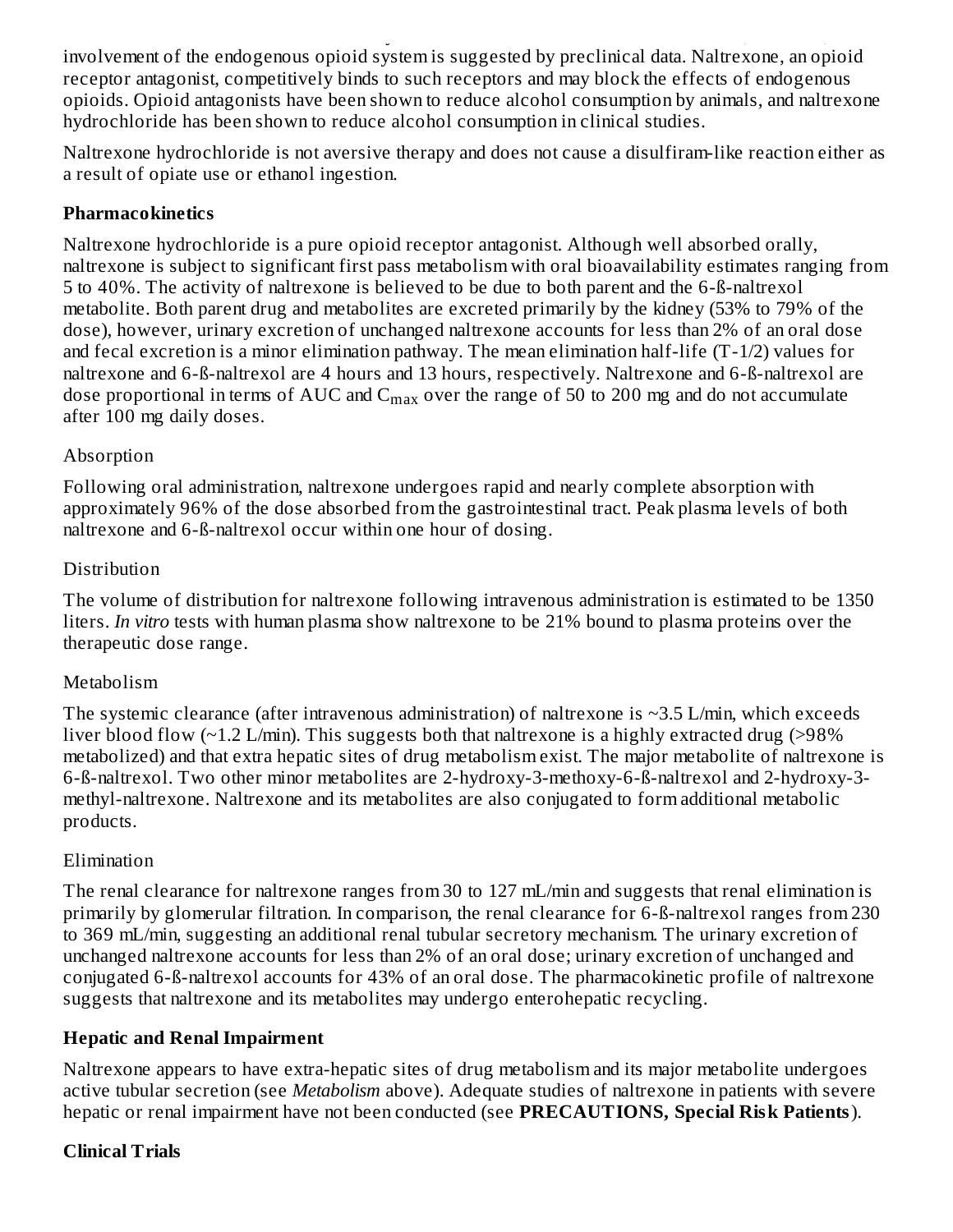involvement of the endogenous opioid system is suggested by preclinical data. Naltrexone, an opioid receptor antagonist, competitively binds to such receptors and may block the effects of endogenous opioids. Opioid antagonists have been shown to reduce alcohol consumption by animals, and naltrexone hydrochloride has been shown to reduce alcohol consumption in clinical studies.

Naltrexone hydrochloride is not aversive therapy and does not cause a disulfiram-like reaction either as a result of opiate use or ethanol ingestion.

**Pharmacokinetics**

Naltrexone hydrochloride is a pure opioid receptor antagonist. Although well absorbed orally, naltrexone is subject to significant first pass metabolism with oral bioavailability estimates ranging from 5 to 40%. The activity of naltrexone is believed to be due to both parent and the 6-ß-naltrexol metabolite. Both parent drug and metabolites are excreted primarily by the kidney (53% to 79% of the dose), however, urinary excretion of unchanged naltrexone accounts for less than 2% of an oral dose and fecal excretion is a minor elimination pathway. The mean elimination half-life (T-1/2) values for naltrexone and 6-ß-naltrexol are 4 hours and 13 hours, respectively. Naltrexone and 6-ß-naltrexol are dose proportional in terms of AUC and $C_{max}$ over the range of 50 to 200 mg and do not accumulate after 100 mg daily doses.

Absorption

Following oral administration, naltrexone undergoes rapid and nearly complete absorption with approximately 96% of the dose absorbed from the gastrointestinal tract. Peak plasma levels of both naltrexone and 6-ß-naltrexol occur within one hour of dosing.

Distribution

The volume of distribution for naltrexone following intravenous administration is estimated to be 1350 liters. *In vitro* tests with human plasma show naltrexone to be 21% bound to plasma proteins over the therapeutic dose range.

Metabolism

The systemic clearance (after intravenous administration) of naltrexone is ~3.5 L/min, which exceeds liver blood flow (~1.2 L/min). This suggests both that naltrexone is a highly extracted drug (>98% metabolized) and that extra hepatic sites of drug metabolism exist. The major metabolite of naltrexone is 6-ß-naltrexol. Two other minor metabolites are 2-hydroxy-3-methoxy-6-ß-naltrexol and 2-hydroxy-3-methyl-naltrexone. Naltrexone and its metabolites are also conjugated to form additional metabolic products.

Elimination

The renal clearance for naltrexone ranges from 30 to 127 mL/min and suggests that renal elimination is primarily by glomerular filtration. In comparison, the renal clearance for 6-ß-naltrexol ranges from 230 to 369 mL/min, suggesting an additional renal tubular secretory mechanism. The urinary excretion of unchanged naltrexone accounts for less than 2% of an oral dose; urinary excretion of unchanged and conjugated 6-ß-naltrexol accounts for 43% of an oral dose. The pharmacokinetic profile of naltrexone suggests that naltrexone and its metabolites may undergo enterohepatic recycling.

**Hepatic and Renal Impairment**

Naltrexone appears to have extra-hepatic sites of drug metabolism and its major metabolite undergoes active tubular secretion (see *Metabolism* above). Adequate studies of naltrexone in patients with severe hepatic or renal impairment have not been conducted (see **PRECAUTIONS, Special Risk Patients**).

**Clinical Trials**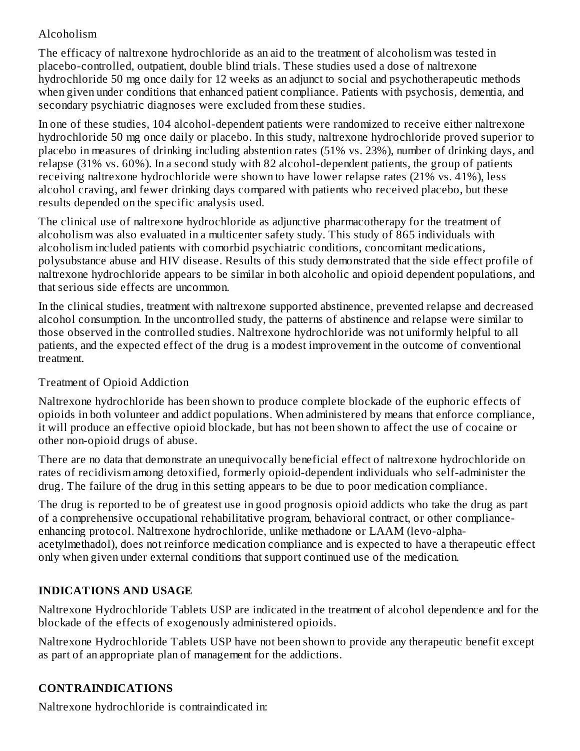Alcoholism

The efficacy of naltrexone hydrochloride as an aid to the treatment of alcoholism was tested in placebo-controlled, outpatient, double blind trials. These studies used a dose of naltrexone hydrochloride 50 mg once daily for 12 weeks as an adjunct to social and psychotherapeutic methods when given under conditions that enhanced patient compliance. Patients with psychosis, dementia, and secondary psychiatric diagnoses were excluded from these studies.

In one of these studies, 104 alcohol-dependent patients were randomized to receive either naltrexone hydrochloride 50 mg once daily or placebo. In this study, naltrexone hydrochloride proved superior to placebo in measures of drinking including abstention rates (51% vs. 23%), number of drinking days, and relapse (31% vs. 60%). In a second study with 82 alcohol-dependent patients, the group of patients receiving naltrexone hydrochloride were shown to have lower relapse rates (21% vs. 41%), less alcohol craving, and fewer drinking days compared with patients who received placebo, but these results depended on the specific analysis used.

The clinical use of naltrexone hydrochloride as adjunctive pharmacotherapy for the treatment of alcoholism was also evaluated in a multicenter safety study. This study of 865 individuals with alcoholism included patients with comorbid psychiatric conditions, concomitant medications, polysubstance abuse and HIV disease. Results of this study demonstrated that the side effect profile of naltrexone hydrochloride appears to be similar in both alcoholic and opioid dependent populations, and that serious side effects are uncommon.

In the clinical studies, treatment with naltrexone supported abstinence, prevented relapse and decreased alcohol consumption. In the uncontrolled study, the patterns of abstinence and relapse were similar to those observed in the controlled studies. Naltrexone hydrochloride was not uniformly helpful to all patients, and the expected effect of the drug is a modest improvement in the outcome of conventional treatment.

Treatment of Opioid Addiction

Naltrexone hydrochloride has been shown to produce complete blockade of the euphoric effects of opioids in both volunteer and addict populations. When administered by means that enforce compliance, it will produce an effective opioid blockade, but has not been shown to affect the use of cocaine or other non-opioid drugs of abuse.

There are no data that demonstrate an unequivocally beneficial effect of naltrexone hydrochloride on rates of recidivism among detoxified, formerly opioid-dependent individuals who self-administer the drug. The failure of the drug in this setting appears to be due to poor medication compliance.

The drug is reported to be of greatest use in good prognosis opioid addicts who take the drug as part of a comprehensive occupational rehabilitative program, behavioral contract, or other compliance-enhancing protocol. Naltrexone hydrochloride, unlike methadone or LAAM (levo-alpha-acetylmethadol), does not reinforce medication compliance and is expected to have a therapeutic effect only when given under external conditions that support continued use of the medication.

## INDICATIONS AND USAGE

Naltrexone Hydrochloride Tablets USP are indicated in the treatment of alcohol dependence and for the blockade of the effects of exogenously administered opioids.

Naltrexone Hydrochloride Tablets USP have not been shown to provide any therapeutic benefit except as part of an appropriate plan of management for the addictions.

## CONTRAINDICATIONS

Naltrexone hydrochloride is contraindicated in: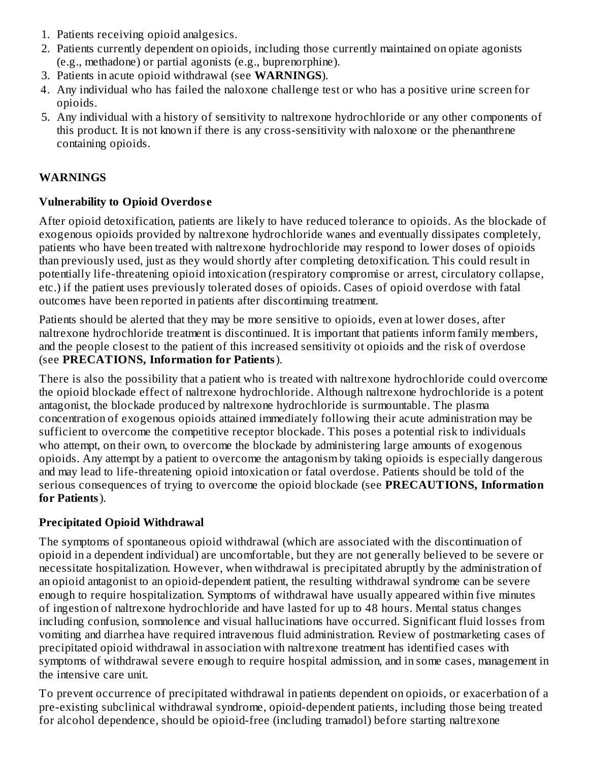1. Patients receiving opioid analgesics.
2. Patients currently dependent on opioids, including those currently maintained on opiate agonists (e.g., methadone) or partial agonists (e.g., buprenorphine).
3. Patients in acute opioid withdrawal (see **WARNINGS**).
4. Any individual who has failed the naloxone challenge test or who has a positive urine screen for opioids.
5. Any individual with a history of sensitivity to naltrexone hydrochloride or any other components of this product. It is not known if there is any cross-sensitivity with naloxone or the phenanthrene containing opioids.

## WARNINGS

### Vulnerability to Opioid Overdose

After opioid detoxification, patients are likely to have reduced tolerance to opioids. As the blockade of exogenous opioids provided by naltrexone hydrochloride wanes and eventually dissipates completely, patients who have been treated with naltrexone hydrochloride may respond to lower doses of opioids than previously used, just as they would shortly after completing detoxification. This could result in potentially life-threatening opioid intoxication (respiratory compromise or arrest, circulatory collapse, etc.) if the patient uses previously tolerated doses of opioids. Cases of opioid overdose with fatal outcomes have been reported in patients after discontinuing treatment.

Patients should be alerted that they may be more sensitive to opioids, even at lower doses, after naltrexone hydrochloride treatment is discontinued. It is important that patients inform family members, and the people closest to the patient of this increased sensitivity ot opioids and the risk of overdose (see **PRECATIONS, Information for Patients**).

There is also the possibility that a patient who is treated with naltrexone hydrochloride could overcome the opioid blockade effect of naltrexone hydrochloride. Although naltrexone hydrochloride is a potent antagonist, the blockade produced by naltrexone hydrochloride is surmountable. The plasma concentration of exogenous opioids attained immediately following their acute administration may be sufficient to overcome the competitive receptor blockade. This poses a potential risk to individuals who attempt, on their own, to overcome the blockade by administering large amounts of exogenous opioids. Any attempt by a patient to overcome the antagonism by taking opioids is especially dangerous and may lead to life-threatening opioid intoxication or fatal overdose. Patients should be told of the serious consequences of trying to overcome the opioid blockade (see **PRECAUTIONS, Information for Patients**).

### Precipitated Opioid Withdrawal

The symptoms of spontaneous opioid withdrawal (which are associated with the discontinuation of opioid in a dependent individual) are uncomfortable, but they are not generally believed to be severe or necessitate hospitalization. However, when withdrawal is precipitated abruptly by the administration of an opioid antagonist to an opioid-dependent patient, the resulting withdrawal syndrome can be severe enough to require hospitalization. Symptoms of withdrawal have usually appeared within five minutes of ingestion of naltrexone hydrochloride and have lasted for up to 48 hours. Mental status changes including confusion, somnolence and visual hallucinations have occurred. Significant fluid losses from vomiting and diarrhea have required intravenous fluid administration. Review of postmarketing cases of precipitated opioid withdrawal in association with naltrexone treatment has identified cases with symptoms of withdrawal severe enough to require hospital admission, and in some cases, management in the intensive care unit.

To prevent occurrence of precipitated withdrawal in patients dependent on opioids, or exacerbation of a pre-existing subclinical withdrawal syndrome, opioid-dependent patients, including those being treated for alcohol dependence, should be opioid-free (including tramadol) before starting naltrexone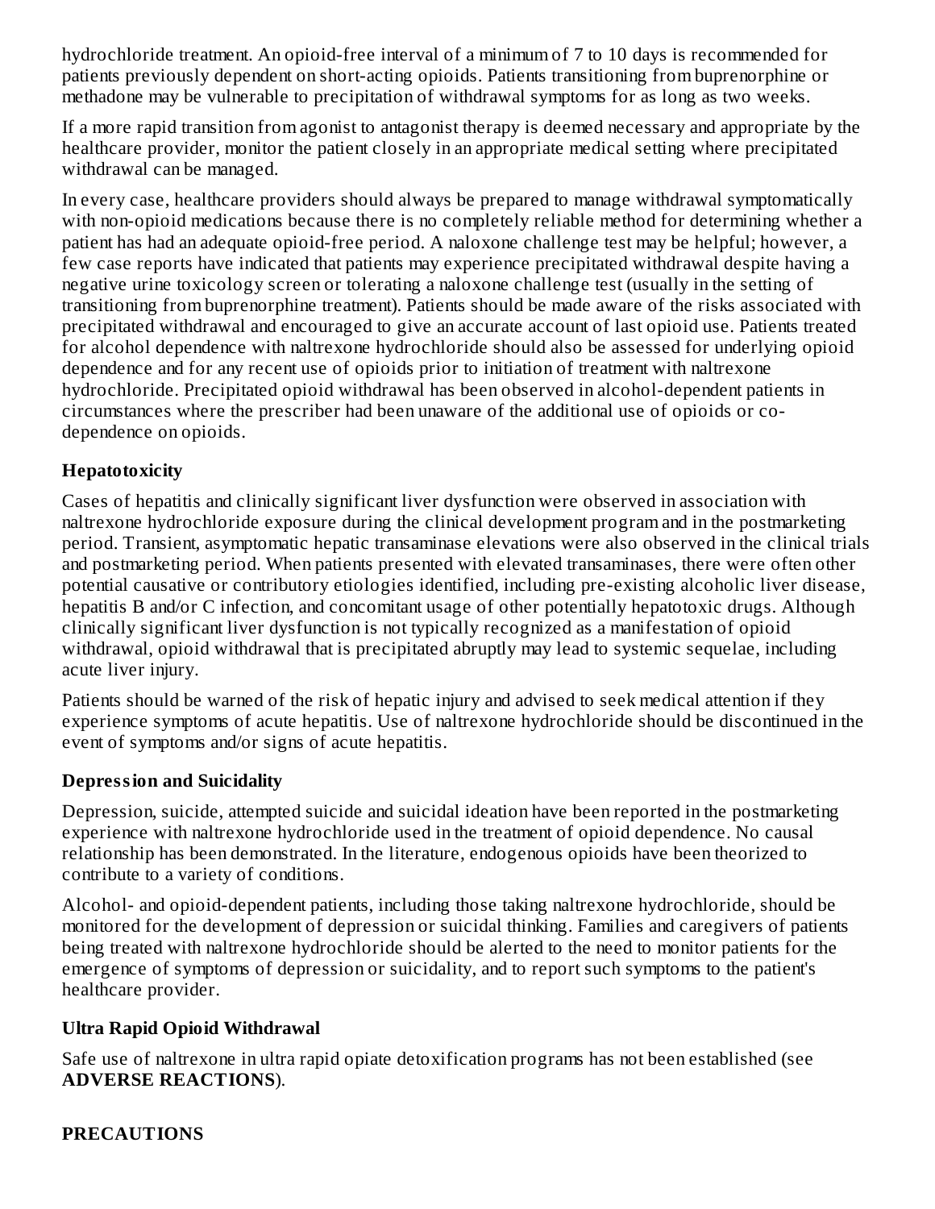hydrochloride treatment. An opioid-free interval of a minimum of 7 to 10 days is recommended for patients previously dependent on short-acting opioids. Patients transitioning from buprenorphine or methadone may be vulnerable to precipitation of withdrawal symptoms for as long as two weeks.

If a more rapid transition from agonist to antagonist therapy is deemed necessary and appropriate by the healthcare provider, monitor the patient closely in an appropriate medical setting where precipitated withdrawal can be managed.

In every case, healthcare providers should always be prepared to manage withdrawal symptomatically with non-opioid medications because there is no completely reliable method for determining whether a patient has had an adequate opioid-free period. A naloxone challenge test may be helpful; however, a few case reports have indicated that patients may experience precipitated withdrawal despite having a negative urine toxicology screen or tolerating a naloxone challenge test (usually in the setting of transitioning from buprenorphine treatment). Patients should be made aware of the risks associated with precipitated withdrawal and encouraged to give an accurate account of last opioid use. Patients treated for alcohol dependence with naltrexone hydrochloride should also be assessed for underlying opioid dependence and for any recent use of opioids prior to initiation of treatment with naltrexone hydrochloride. Precipitated opioid withdrawal has been observed in alcohol-dependent patients in circumstances where the prescriber had been unaware of the additional use of opioids or co-dependence on opioids.

**Hepatotoxicity**

Cases of hepatitis and clinically significant liver dysfunction were observed in association with naltrexone hydrochloride exposure during the clinical development program and in the postmarketing period. Transient, asymptomatic hepatic transaminase elevations were also observed in the clinical trials and postmarketing period. When patients presented with elevated transaminases, there were often other potential causative or contributory etiologies identified, including pre-existing alcoholic liver disease, hepatitis B and/or C infection, and concomitant usage of other potentially hepatotoxic drugs. Although clinically significant liver dysfunction is not typically recognized as a manifestation of opioid withdrawal, opioid withdrawal that is precipitated abruptly may lead to systemic sequelae, including acute liver injury.

Patients should be warned of the risk of hepatic injury and advised to seek medical attention if they experience symptoms of acute hepatitis. Use of naltrexone hydrochloride should be discontinued in the event of symptoms and/or signs of acute hepatitis.

**Depression and Suicidality**

Depression, suicide, attempted suicide and suicidal ideation have been reported in the postmarketing experience with naltrexone hydrochloride used in the treatment of opioid dependence. No causal relationship has been demonstrated. In the literature, endogenous opioids have been theorized to contribute to a variety of conditions.

Alcohol- and opioid-dependent patients, including those taking naltrexone hydrochloride, should be monitored for the development of depression or suicidal thinking. Families and caregivers of patients being treated with naltrexone hydrochloride should be alerted to the need to monitor patients for the emergence of symptoms of depression or suicidality, and to report such symptoms to the patient's healthcare provider.

**Ultra Rapid Opioid Withdrawal**

Safe use of naltrexone in ultra rapid opiate detoxification programs has not been established (see **ADVERSE REACTIONS**).

**PRECAUTIONS**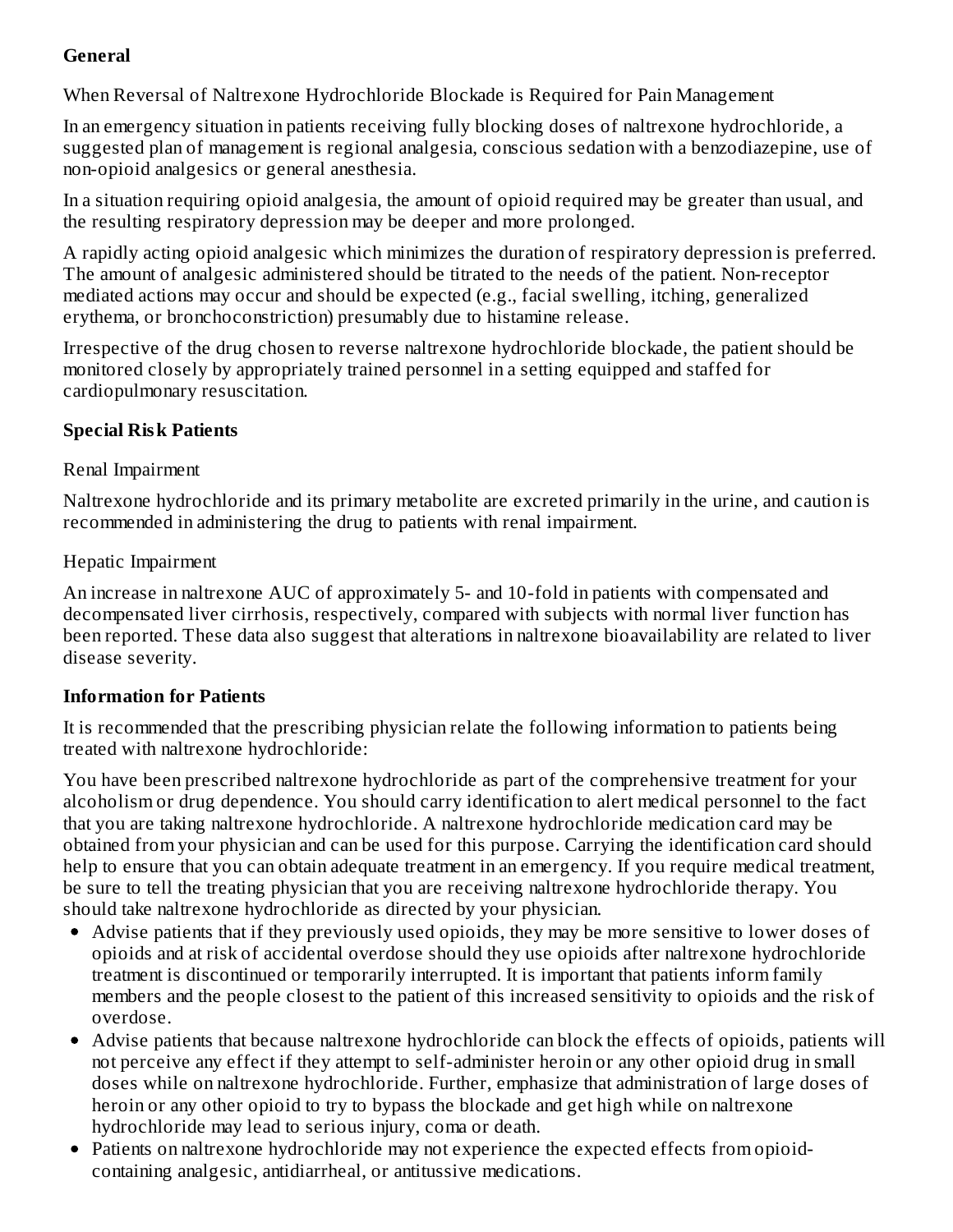**General**

When Reversal of Naltrexone Hydrochloride Blockade is Required for Pain Management

In an emergency situation in patients receiving fully blocking doses of naltrexone hydrochloride, a suggested plan of management is regional analgesia, conscious sedation with a benzodiazepine, use of non-opioid analgesics or general anesthesia.

In a situation requiring opioid analgesia, the amount of opioid required may be greater than usual, and the resulting respiratory depression may be deeper and more prolonged.

A rapidly acting opioid analgesic which minimizes the duration of respiratory depression is preferred. The amount of analgesic administered should be titrated to the needs of the patient. Non-receptor mediated actions may occur and should be expected (e.g., facial swelling, itching, generalized erythema, or bronchoconstriction) presumably due to histamine release.

Irrespective of the drug chosen to reverse naltrexone hydrochloride blockade, the patient should be monitored closely by appropriately trained personnel in a setting equipped and staffed for cardiopulmonary resuscitation.

**Special Risk Patients**

Renal Impairment

Naltrexone hydrochloride and its primary metabolite are excreted primarily in the urine, and caution is recommended in administering the drug to patients with renal impairment.

Hepatic Impairment

An increase in naltrexone AUC of approximately 5- and 10-fold in patients with compensated and decompensated liver cirrhosis, respectively, compared with subjects with normal liver function has been reported. These data also suggest that alterations in naltrexone bioavailability are related to liver disease severity.

**Information for Patients**

It is recommended that the prescribing physician relate the following information to patients being treated with naltrexone hydrochloride:

You have been prescribed naltrexone hydrochloride as part of the comprehensive treatment for your alcoholism or drug dependence. You should carry identification to alert medical personnel to the fact that you are taking naltrexone hydrochloride. A naltrexone hydrochloride medication card may be obtained from your physician and can be used for this purpose. Carrying the identification card should help to ensure that you can obtain adequate treatment in an emergency. If you require medical treatment, be sure to tell the treating physician that you are receiving naltrexone hydrochloride therapy. You should take naltrexone hydrochloride as directed by your physician.

- Advise patients that if they previously used opioids, they may be more sensitive to lower doses of opioids and at risk of accidental overdose should they use opioids after naltrexone hydrochloride treatment is discontinued or temporarily interrupted. It is important that patients inform family members and the people closest to the patient of this increased sensitivity to opioids and the risk of overdose.
- Advise patients that because naltrexone hydrochloride can block the effects of opioids, patients will not perceive any effect if they attempt to self-administer heroin or any other opioid drug in small doses while on naltrexone hydrochloride. Further, emphasize that administration of large doses of heroin or any other opioid to try to bypass the blockade and get high while on naltrexone hydrochloride may lead to serious injury, coma or death.
- Patients on naltrexone hydrochloride may not experience the expected effects from opioid-containing analgesic, antidiarrheal, or antitussive medications.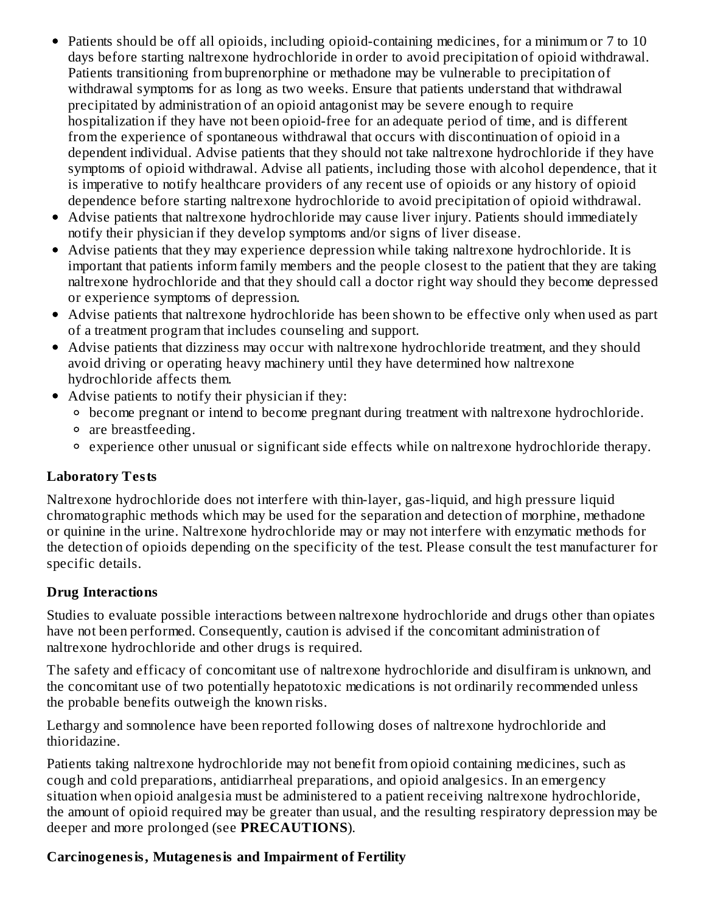- Patients should be off all opioids, including opioid-containing medicines, for a minimum or 7 to 10 days before starting naltrexone hydrochloride in order to avoid precipitation of opioid withdrawal. Patients transitioning from buprenorphine or methadone may be vulnerable to precipitation of withdrawal symptoms for as long as two weeks. Ensure that patients understand that withdrawal precipitated by administration of an opioid antagonist may be severe enough to require hospitalization if they have not been opioid-free for an adequate period of time, and is different from the experience of spontaneous withdrawal that occurs with discontinuation of opioid in a dependent individual. Advise patients that they should not take naltrexone hydrochloride if they have symptoms of opioid withdrawal. Advise all patients, including those with alcohol dependence, that it is imperative to notify healthcare providers of any recent use of opioids or any history of opioid dependence before starting naltrexone hydrochloride to avoid precipitation of opioid withdrawal.
- Advise patients that naltrexone hydrochloride may cause liver injury. Patients should immediately notify their physician if they develop symptoms and/or signs of liver disease.
- Advise patients that they may experience depression while taking naltrexone hydrochloride. It is important that patients inform family members and the people closest to the patient that they are taking naltrexone hydrochloride and that they should call a doctor right way should they become depressed or experience symptoms of depression.
- Advise patients that naltrexone hydrochloride has been shown to be effective only when used as part of a treatment program that includes counseling and support.
- Advise patients that dizziness may occur with naltrexone hydrochloride treatment, and they should avoid driving or operating heavy machinery until they have determined how naltrexone hydrochloride affects them.
- Advise patients to notify their physician if they:
  - become pregnant or intend to become pregnant during treatment with naltrexone hydrochloride.
  - are breastfeeding.
  - experience other unusual or significant side effects while on naltrexone hydrochloride therapy.

**Laboratory Tests**

Naltrexone hydrochloride does not interfere with thin-layer, gas-liquid, and high pressure liquid chromatographic methods which may be used for the separation and detection of morphine, methadone or quinine in the urine. Naltrexone hydrochloride may or may not interfere with enzymatic methods for the detection of opioids depending on the specificity of the test. Please consult the test manufacturer for specific details.

**Drug Interactions**

Studies to evaluate possible interactions between naltrexone hydrochloride and drugs other than opiates have not been performed. Consequently, caution is advised if the concomitant administration of naltrexone hydrochloride and other drugs is required.

The safety and efficacy of concomitant use of naltrexone hydrochloride and disulfiram is unknown, and the concomitant use of two potentially hepatotoxic medications is not ordinarily recommended unless the probable benefits outweigh the known risks.

Lethargy and somnolence have been reported following doses of naltrexone hydrochloride and thioridazine.

Patients taking naltrexone hydrochloride may not benefit from opioid containing medicines, such as cough and cold preparations, antidiarrheal preparations, and opioid analgesics. In an emergency situation when opioid analgesia must be administered to a patient receiving naltrexone hydrochloride, the amount of opioid required may be greater than usual, and the resulting respiratory depression may be deeper and more prolonged (see **PRECAUTIONS**).

**Carcinogenesis, Mutagenesis and Impairment of Fertility**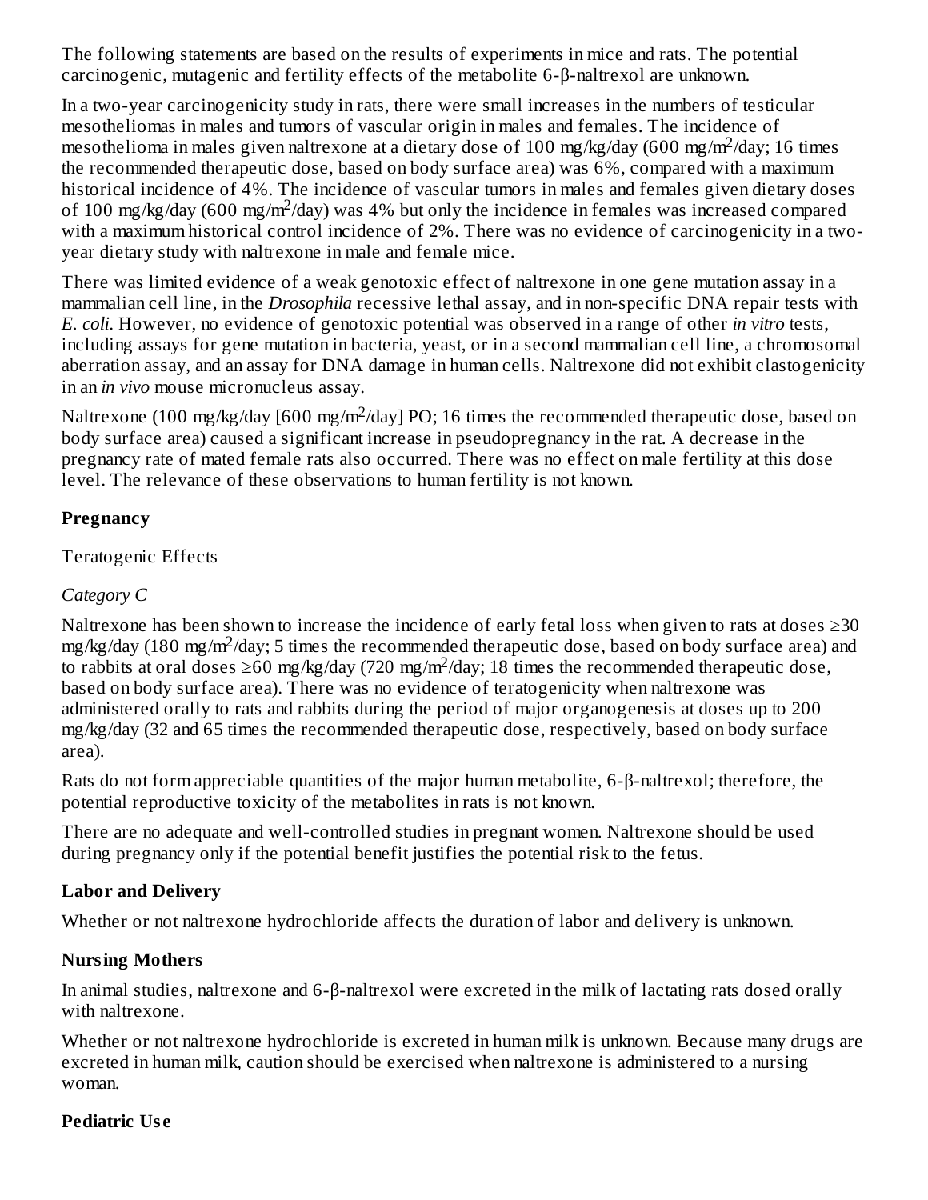The following statements are based on the results of experiments in mice and rats. The potential carcinogenic, mutagenic and fertility effects of the metabolite 6-β-naltrexol are unknown.

In a two-year carcinogenicity study in rats, there were small increases in the numbers of testicular mesotheliomas in males and tumors of vascular origin in males and females. The incidence of mesothelioma in males given naltrexone at a dietary dose of 100 mg/kg/day (600 mg/$m^2$/day; 16 times the recommended therapeutic dose, based on body surface area) was 6%, compared with a maximum historical incidence of 4%. The incidence of vascular tumors in males and females given dietary doses of 100 mg/kg/day (600 mg/$m^2$/day) was 4% but only the incidence in females was increased compared with a maximum historical control incidence of 2%. There was no evidence of carcinogenicity in a two-year dietary study with naltrexone in male and female mice.

There was limited evidence of a weak genotoxic effect of naltrexone in one gene mutation assay in a mammalian cell line, in the *Drosophila* recessive lethal assay, and in non-specific DNA repair tests with *E. coli*. However, no evidence of genotoxic potential was observed in a range of other *in vitro* tests, including assays for gene mutation in bacteria, yeast, or in a second mammalian cell line, a chromosomal aberration assay, and an assay for DNA damage in human cells. Naltrexone did not exhibit clastogenicity in an *in vivo* mouse micronucleus assay.

Naltrexone (100 mg/kg/day [600 mg/$m^2$/day] PO; 16 times the recommended therapeutic dose, based on body surface area) caused a significant increase in pseudopregnancy in the rat. A decrease in the pregnancy rate of mated female rats also occurred. There was no effect on male fertility at this dose level. The relevance of these observations to human fertility is not known.

**Pregnancy**

Teratogenic Effects

*Category C*

Naltrexone has been shown to increase the incidence of early fetal loss when given to rats at doses ≥30 mg/kg/day (180 mg/$m^2$/day; 5 times the recommended therapeutic dose, based on body surface area) and to rabbits at oral doses ≥60 mg/kg/day (720 mg/$m^2$/day; 18 times the recommended therapeutic dose, based on body surface area). There was no evidence of teratogenicity when naltrexone was administered orally to rats and rabbits during the period of major organogenesis at doses up to 200 mg/kg/day (32 and 65 times the recommended therapeutic dose, respectively, based on body surface area).

Rats do not form appreciable quantities of the major human metabolite, 6-β-naltrexol; therefore, the potential reproductive toxicity of the metabolites in rats is not known.

There are no adequate and well-controlled studies in pregnant women. Naltrexone should be used during pregnancy only if the potential benefit justifies the potential risk to the fetus.

**Labor and Delivery**

Whether or not naltrexone hydrochloride affects the duration of labor and delivery is unknown.

**Nursing Mothers**

In animal studies, naltrexone and 6-β-naltrexol were excreted in the milk of lactating rats dosed orally with naltrexone.

Whether or not naltrexone hydrochloride is excreted in human milk is unknown. Because many drugs are excreted in human milk, caution should be exercised when naltrexone is administered to a nursing woman.

**Pediatric Use**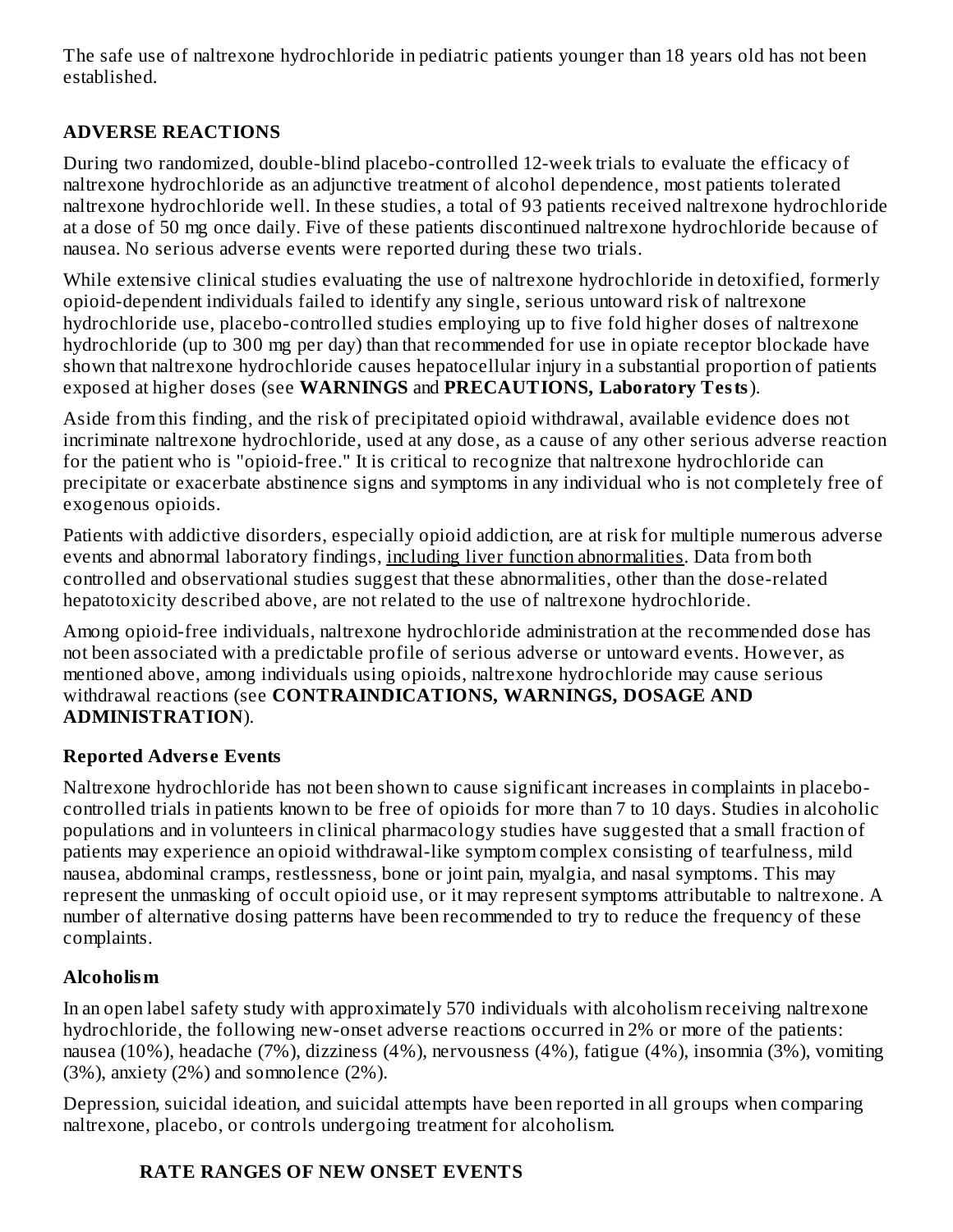The safe use of naltrexone hydrochloride in pediatric patients younger than 18 years old has not been established.

## ADVERSE REACTIONS

During two randomized, double-blind placebo-controlled 12-week trials to evaluate the efficacy of naltrexone hydrochloride as an adjunctive treatment of alcohol dependence, most patients tolerated naltrexone hydrochloride well. In these studies, a total of 93 patients received naltrexone hydrochloride at a dose of 50 mg once daily. Five of these patients discontinued naltrexone hydrochloride because of nausea. No serious adverse events were reported during these two trials.

While extensive clinical studies evaluating the use of naltrexone hydrochloride in detoxified, formerly opioid-dependent individuals failed to identify any single, serious untoward risk of naltrexone hydrochloride use, placebo-controlled studies employing up to five fold higher doses of naltrexone hydrochloride (up to 300 mg per day) than that recommended for use in opiate receptor blockade have shown that naltrexone hydrochloride causes hepatocellular injury in a substantial proportion of patients exposed at higher doses (see **WARNINGS** and **PRECAUTIONS, Laboratory Tests**).

Aside from this finding, and the risk of precipitated opioid withdrawal, available evidence does not incriminate naltrexone hydrochloride, used at any dose, as a cause of any other serious adverse reaction for the patient who is "opioid-free." It is critical to recognize that naltrexone hydrochloride can precipitate or exacerbate abstinence signs and symptoms in any individual who is not completely free of exogenous opioids.

Patients with addictive disorders, especially opioid addiction, are at risk for multiple numerous adverse events and abnormal laboratory findings, <u>including liver function abnormalities</u>. Data from both controlled and observational studies suggest that these abnormalities, other than the dose-related hepatotoxicity described above, are not related to the use of naltrexone hydrochloride.

Among opioid-free individuals, naltrexone hydrochloride administration at the recommended dose has not been associated with a predictable profile of serious adverse or untoward events. However, as mentioned above, among individuals using opioids, naltrexone hydrochloride may cause serious withdrawal reactions (see **CONTRAINDICATIONS, WARNINGS, DOSAGE AND ADMINISTRATION**).

### Reported Adverse Events

Naltrexone hydrochloride has not been shown to cause significant increases in complaints in placebo-controlled trials in patients known to be free of opioids for more than 7 to 10 days. Studies in alcoholic populations and in volunteers in clinical pharmacology studies have suggested that a small fraction of patients may experience an opioid withdrawal-like symptom complex consisting of tearfulness, mild nausea, abdominal cramps, restlessness, bone or joint pain, myalgia, and nasal symptoms. This may represent the unmasking of occult opioid use, or it may represent symptoms attributable to naltrexone. A number of alternative dosing patterns have been recommended to try to reduce the frequency of these complaints.

### Alcoholism

In an open label safety study with approximately 570 individuals with alcoholism receiving naltrexone hydrochloride, the following new-onset adverse reactions occurred in 2% or more of the patients: nausea (10%), headache (7%), dizziness (4%), nervousness (4%), fatigue (4%), insomnia (3%), vomiting (3%), anxiety (2%) and somnolence (2%).

Depression, suicidal ideation, and suicidal attempts have been reported in all groups when comparing naltrexone, placebo, or controls undergoing treatment for alcoholism.

**RATE RANGES OF NEW ONSET EVENTS**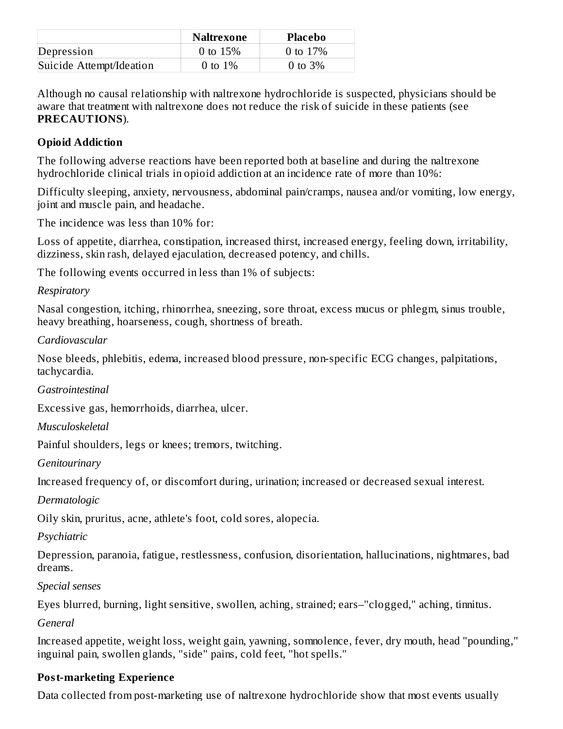| | Naltrexone | Placebo |
|---|---|---|
| Depression | 0 to 15% | 0 to 17% |
| Suicide Attempt/Ideation | 0 to 1% | 0 to 3% |

Although no causal relationship with naltrexone hydrochloride is suspected, physicians should be aware that treatment with naltrexone does not reduce the risk of suicide in these patients (see **PRECAUTIONS**).

**Opioid Addiction**

The following adverse reactions have been reported both at baseline and during the naltrexone hydrochloride clinical trials in opioid addiction at an incidence rate of more than 10%:

Difficulty sleeping, anxiety, nervousness, abdominal pain/cramps, nausea and/or vomiting, low energy, joint and muscle pain, and headache.

The incidence was less than 10% for:

Loss of appetite, diarrhea, constipation, increased thirst, increased energy, feeling down, irritability, dizziness, skin rash, delayed ejaculation, decreased potency, and chills.

The following events occurred in less than 1% of subjects:

*Respiratory*

Nasal congestion, itching, rhinorrhea, sneezing, sore throat, excess mucus or phlegm, sinus trouble, heavy breathing, hoarseness, cough, shortness of breath.

*Cardiovascular*

Nose bleeds, phlebitis, edema, increased blood pressure, non-specific ECG changes, palpitations, tachycardia.

*Gastrointestinal*

Excessive gas, hemorrhoids, diarrhea, ulcer.

*Musculoskeletal*

Painful shoulders, legs or knees; tremors, twitching.

*Genitourinary*

Increased frequency of, or discomfort during, urination; increased or decreased sexual interest.

*Dermatologic*

Oily skin, pruritus, acne, athlete's foot, cold sores, alopecia.

*Psychiatric*

Depression, paranoia, fatigue, restlessness, confusion, disorientation, hallucinations, nightmares, bad dreams.

*Special senses*

Eyes blurred, burning, light sensitive, swollen, aching, strained; ears–"clogged," aching, tinnitus.

*General*

Increased appetite, weight loss, weight gain, yawning, somnolence, fever, dry mouth, head "pounding," inguinal pain, swollen glands, "side" pains, cold feet, "hot spells."

**Post-marketing Experience**

Data collected from post-marketing use of naltrexone hydrochloride show that most events usually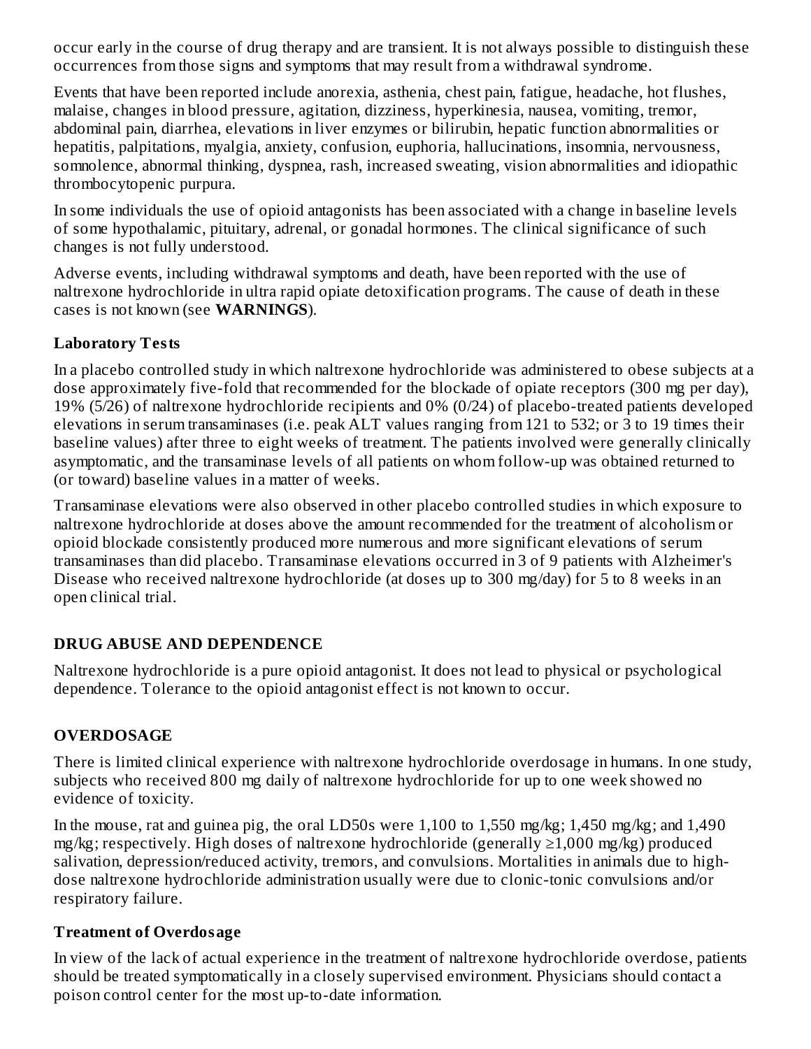occur early in the course of drug therapy and are transient. It is not always possible to distinguish these occurrences from those signs and symptoms that may result from a withdrawal syndrome.

Events that have been reported include anorexia, asthenia, chest pain, fatigue, headache, hot flushes, malaise, changes in blood pressure, agitation, dizziness, hyperkinesia, nausea, vomiting, tremor, abdominal pain, diarrhea, elevations in liver enzymes or bilirubin, hepatic function abnormalities or hepatitis, palpitations, myalgia, anxiety, confusion, euphoria, hallucinations, insomnia, nervousness, somnolence, abnormal thinking, dyspnea, rash, increased sweating, vision abnormalities and idiopathic thrombocytopenic purpura.

In some individuals the use of opioid antagonists has been associated with a change in baseline levels of some hypothalamic, pituitary, adrenal, or gonadal hormones. The clinical significance of such changes is not fully understood.

Adverse events, including withdrawal symptoms and death, have been reported with the use of naltrexone hydrochloride in ultra rapid opiate detoxification programs. The cause of death in these cases is not known (see **WARNINGS**).

### Laboratory Tests

In a placebo controlled study in which naltrexone hydrochloride was administered to obese subjects at a dose approximately five-fold that recommended for the blockade of opiate receptors (300 mg per day), 19% (5/26) of naltrexone hydrochloride recipients and 0% (0/24) of placebo-treated patients developed elevations in serum transaminases (i.e. peak ALT values ranging from 121 to 532; or 3 to 19 times their baseline values) after three to eight weeks of treatment. The patients involved were generally clinically asymptomatic, and the transaminase levels of all patients on whom follow-up was obtained returned to (or toward) baseline values in a matter of weeks.

Transaminase elevations were also observed in other placebo controlled studies in which exposure to naltrexone hydrochloride at doses above the amount recommended for the treatment of alcoholism or opioid blockade consistently produced more numerous and more significant elevations of serum transaminases than did placebo. Transaminase elevations occurred in 3 of 9 patients with Alzheimer's Disease who received naltrexone hydrochloride (at doses up to 300 mg/day) for 5 to 8 weeks in an open clinical trial.

## DRUG ABUSE AND DEPENDENCE

Naltrexone hydrochloride is a pure opioid antagonist. It does not lead to physical or psychological dependence. Tolerance to the opioid antagonist effect is not known to occur.

## OVERDOSAGE

There is limited clinical experience with naltrexone hydrochloride overdosage in humans. In one study, subjects who received 800 mg daily of naltrexone hydrochloride for up to one week showed no evidence of toxicity.

In the mouse, rat and guinea pig, the oral LD50s were 1,100 to 1,550 mg/kg; 1,450 mg/kg; and 1,490 mg/kg; respectively. High doses of naltrexone hydrochloride (generally ≥1,000 mg/kg) produced salivation, depression/reduced activity, tremors, and convulsions. Mortalities in animals due to high-dose naltrexone hydrochloride administration usually were due to clonic-tonic convulsions and/or respiratory failure.

### Treatment of Overdosage

In view of the lack of actual experience in the treatment of naltrexone hydrochloride overdose, patients should be treated symptomatically in a closely supervised environment. Physicians should contact a poison control center for the most up-to-date information.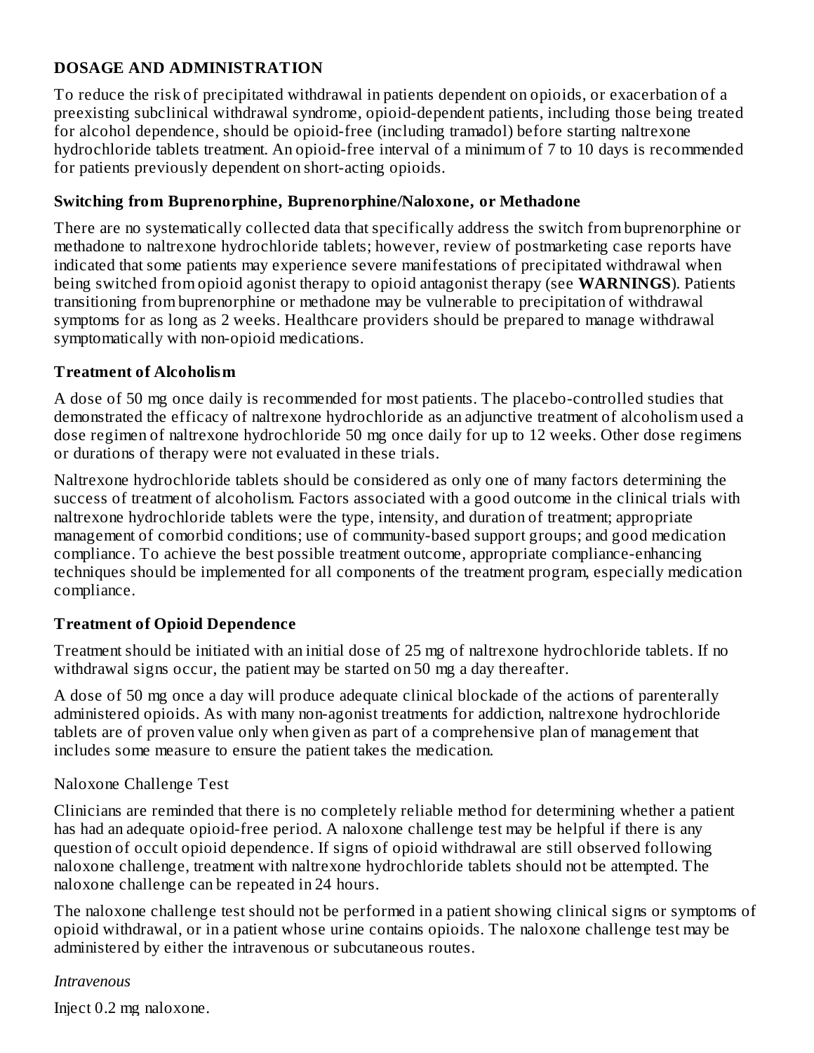## DOSAGE AND ADMINISTRATION

To reduce the risk of precipitated withdrawal in patients dependent on opioids, or exacerbation of a preexisting subclinical withdrawal syndrome, opioid-dependent patients, including those being treated for alcohol dependence, should be opioid-free (including tramadol) before starting naltrexone hydrochloride tablets treatment. An opioid-free interval of a minimum of 7 to 10 days is recommended for patients previously dependent on short-acting opioids.

### Switching from Buprenorphine, Buprenorphine/Naloxone, or Methadone

There are no systematically collected data that specifically address the switch from buprenorphine or methadone to naltrexone hydrochloride tablets; however, review of postmarketing case reports have indicated that some patients may experience severe manifestations of precipitated withdrawal when being switched from opioid agonist therapy to opioid antagonist therapy (see **WARNINGS**). Patients transitioning from buprenorphine or methadone may be vulnerable to precipitation of withdrawal symptoms for as long as 2 weeks. Healthcare providers should be prepared to manage withdrawal symptomatically with non-opioid medications.

### Treatment of Alcoholism

A dose of 50 mg once daily is recommended for most patients. The placebo-controlled studies that demonstrated the efficacy of naltrexone hydrochloride as an adjunctive treatment of alcoholism used a dose regimen of naltrexone hydrochloride 50 mg once daily for up to 12 weeks. Other dose regimens or durations of therapy were not evaluated in these trials.

Naltrexone hydrochloride tablets should be considered as only one of many factors determining the success of treatment of alcoholism. Factors associated with a good outcome in the clinical trials with naltrexone hydrochloride tablets were the type, intensity, and duration of treatment; appropriate management of comorbid conditions; use of community-based support groups; and good medication compliance. To achieve the best possible treatment outcome, appropriate compliance-enhancing techniques should be implemented for all components of the treatment program, especially medication compliance.

### Treatment of Opioid Dependence

Treatment should be initiated with an initial dose of 25 mg of naltrexone hydrochloride tablets. If no withdrawal signs occur, the patient may be started on 50 mg a day thereafter.

A dose of 50 mg once a day will produce adequate clinical blockade of the actions of parenterally administered opioids. As with many non-agonist treatments for addiction, naltrexone hydrochloride tablets are of proven value only when given as part of a comprehensive plan of management that includes some measure to ensure the patient takes the medication.

#### Naloxone Challenge Test

Clinicians are reminded that there is no completely reliable method for determining whether a patient has had an adequate opioid-free period. A naloxone challenge test may be helpful if there is any question of occult opioid dependence. If signs of opioid withdrawal are still observed following naloxone challenge, treatment with naltrexone hydrochloride tablets should not be attempted. The naloxone challenge can be repeated in 24 hours.

The naloxone challenge test should not be performed in a patient showing clinical signs or symptoms of opioid withdrawal, or in a patient whose urine contains opioids. The naloxone challenge test may be administered by either the intravenous or subcutaneous routes.

*Intravenous*

Inject 0.2 mg naloxone.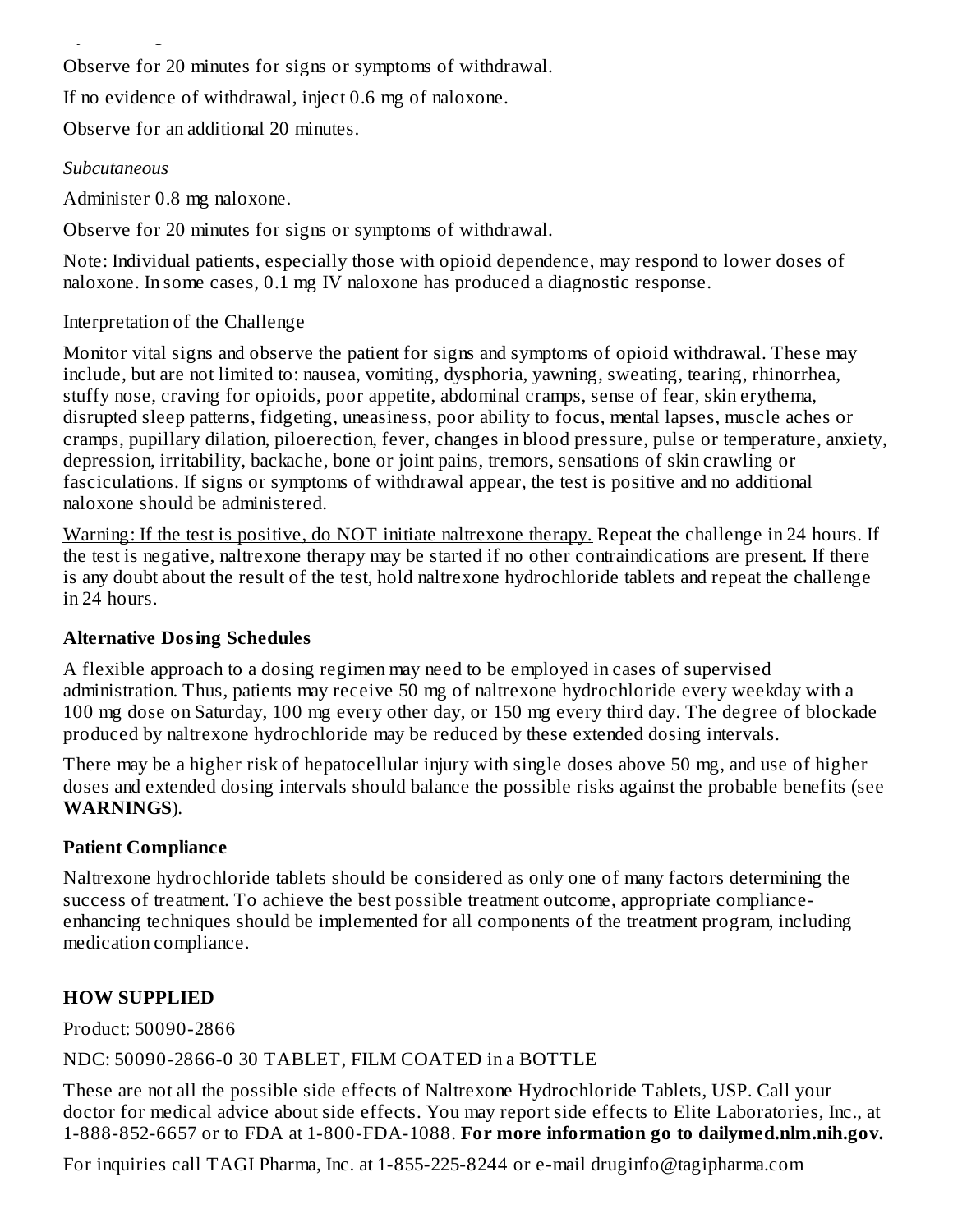Observe for 20 minutes for signs or symptoms of withdrawal.

If no evidence of withdrawal, inject 0.6 mg of naloxone.

Observe for an additional 20 minutes.

*Subcutaneous*

Administer 0.8 mg naloxone.

Observe for 20 minutes for signs or symptoms of withdrawal.

Note: Individual patients, especially those with opioid dependence, may respond to lower doses of naloxone. In some cases, 0.1 mg IV naloxone has produced a diagnostic response.

Interpretation of the Challenge

Monitor vital signs and observe the patient for signs and symptoms of opioid withdrawal. These may include, but are not limited to: nausea, vomiting, dysphoria, yawning, sweating, tearing, rhinorrhea, stuffy nose, craving for opioids, poor appetite, abdominal cramps, sense of fear, skin erythema, disrupted sleep patterns, fidgeting, uneasiness, poor ability to focus, mental lapses, muscle aches or cramps, pupillary dilation, piloerection, fever, changes in blood pressure, pulse or temperature, anxiety, depression, irritability, backache, bone or joint pains, tremors, sensations of skin crawling or fasciculations. If signs or symptoms of withdrawal appear, the test is positive and no additional naloxone should be administered.

Warning: If the test is positive, do NOT initiate naltrexone therapy. Repeat the challenge in 24 hours. If the test is negative, naltrexone therapy may be started if no other contraindications are present. If there is any doubt about the result of the test, hold naltrexone hydrochloride tablets and repeat the challenge in 24 hours.

**Alternative Dosing Schedules**

A flexible approach to a dosing regimen may need to be employed in cases of supervised administration. Thus, patients may receive 50 mg of naltrexone hydrochloride every weekday with a 100 mg dose on Saturday, 100 mg every other day, or 150 mg every third day. The degree of blockade produced by naltrexone hydrochloride may be reduced by these extended dosing intervals.

There may be a higher risk of hepatocellular injury with single doses above 50 mg, and use of higher doses and extended dosing intervals should balance the possible risks against the probable benefits (see **WARNINGS**).

**Patient Compliance**

Naltrexone hydrochloride tablets should be considered as only one of many factors determining the success of treatment. To achieve the best possible treatment outcome, appropriate compliance-enhancing techniques should be implemented for all components of the treatment program, including medication compliance.

## HOW SUPPLIED

Product: 50090-2866

NDC: 50090-2866-0 30 TABLET, FILM COATED in a BOTTLE

These are not all the possible side effects of Naltrexone Hydrochloride Tablets, USP. Call your doctor for medical advice about side effects. You may report side effects to Elite Laboratories, Inc., at 1-888-852-6657 or to FDA at 1-800-FDA-1088. **For more information go to dailymed.nlm.nih.gov.**

For inquiries call TAGI Pharma, Inc. at 1-855-225-8244 or e-mail druginfo@tagipharma.com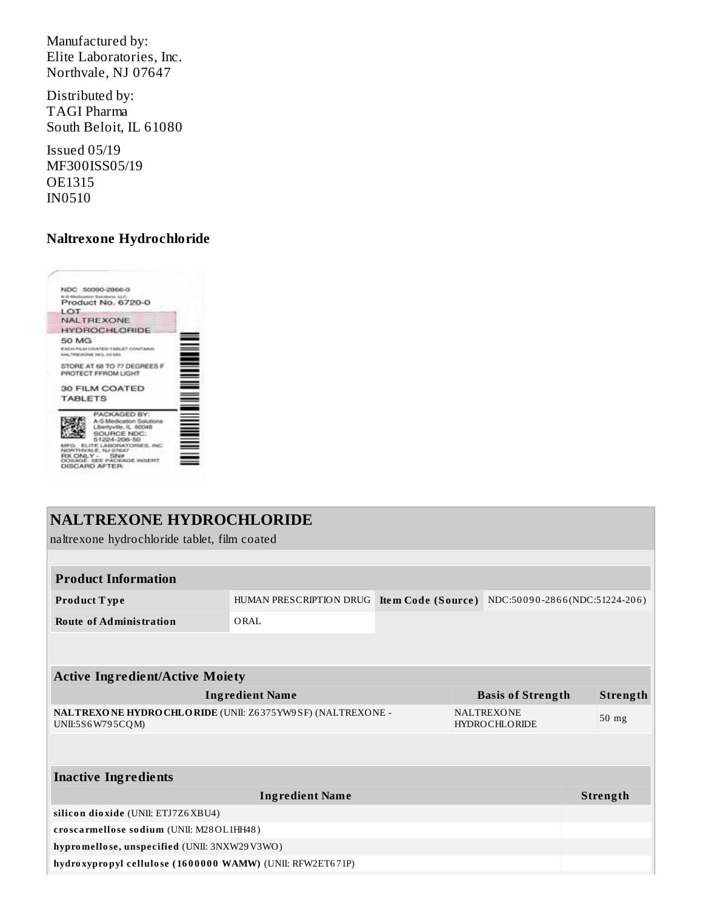Manufactured by:
Elite Laboratories, Inc.
Northvale, NJ 07647

Distributed by:
TAGI Pharma
South Beloit, IL 61080

Issued 05/19
MF300ISS05/19
OE1315
IN0510

**Naltrexone Hydrochloride**

NDC 50090-2866-0
A-S Medication Solutions, LLC
Product No. 6720-0
LOT
NALTREXONE
HYDROCHLORIDE
50 MG
EACH FILM COATED TABLET CONTAINS
NALTREXONE HCL 50 MG
STORE AT 68 TO 77 DEGREES F
PROTECT FFROM LIGHT
30 FILM COATED
TABLETS
PACKAGED BY:
A-S Medication Solutions
Libertyville, IL 60048
SOURCE NDC:
51224-206-50
MFG: ELITE LABORATORIES, INC
NORTHVALE, NJ 07647
RX ONLY - SN#
DOSAGE: SEE PACKAGE INSERT
DISCARD AFTER:

## NALTREXONE HYDROCHLORIDE

naltrexone hydrochloride tablet, film coated

| **Product Information** | | | |
|---|---|---|---|
| **Product Type** | HUMAN PRESCRIPTION DRUG | **Item Code (Source)** | NDC:50090-2866(NDC:51224-206) |
| **Route of Administration** | ORAL | | |

| **Active Ingredient/Active Moiety** | | |
|---|---|---|
| **Ingredient Name** | **Basis of Strength** | **Strength** |
| **NALTREXONE HYDROCHLORIDE** (UNII: Z6375YW9SF) (NALTREXONE - UNII:5S6W795CQM) | NALTREXONE HYDROCHLORIDE | 50 mg |

| **Inactive Ingredients** | |
|---|---|
| **Ingredient Name** | **Strength** |
| **silicon dioxide** (UNII: ETJ7Z6XBU4) | |
| **croscarmellose sodium** (UNII: M28OL1HH48) | |
| **hypromellose, unspecified** (UNII: 3NXW29V3WO) | |
| **hydroxypropyl cellulose (1600000 WAMW)** (UNII: RFW2ET671P) | |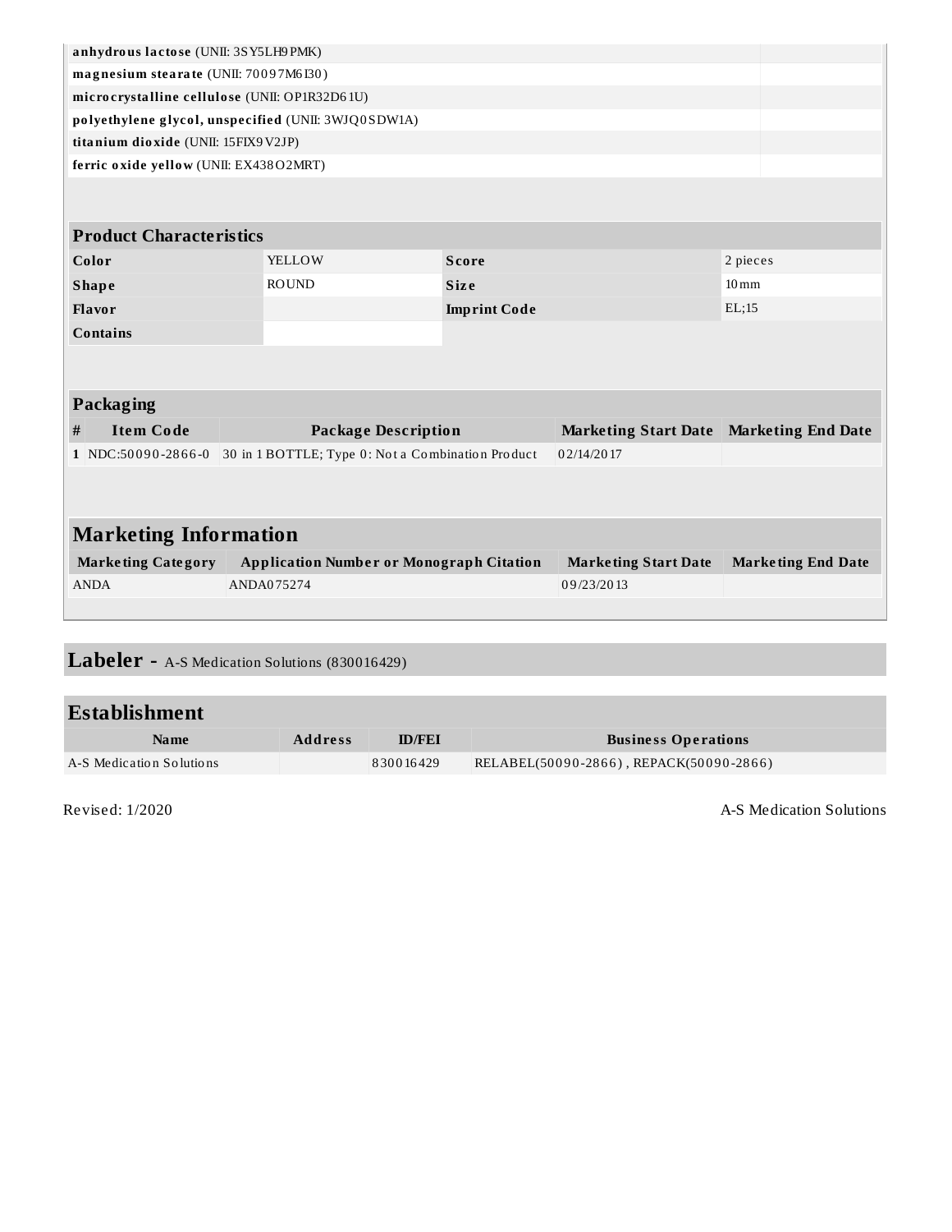| | |
|---|---|
| **anhydrous lactose** (UNII: 3SY5LH9PMK) | |
| **magnesium stearate** (UNII: 70097M6I30) | |
| **microcrystalline cellulose** (UNII: OP1R32D61U) | |
| **polyethylene glycol, unspecified** (UNII: 3WJQ0SDW1A) | |
| **titanium dioxide** (UNII: 15FIX9V2JP) | |
| **ferric oxide yellow** (UNII: EX438O2MRT) | |

| Product Characteristics | | | |
|---|---|---|---|
| **Color** | YELLOW | **Score** | 2 pieces |
| **Shape** | ROUND | **Size** | 10mm |
| **Flavor** | | **Imprint Code** | EL;15 |
| **Contains** | | | |

**Packaging**

| # | Item Code | Package Description | Marketing Start Date | Marketing End Date |
|---|---|---|---|---|
| 1 | NDC:50090-2866-0 | 30 in 1 BOTTLE; Type 0: Not a Combination Product | 02/14/2017 | |

**Marketing Information**

| Marketing Category | Application Number or Monograph Citation | Marketing Start Date | Marketing End Date |
|---|---|---|---|
| ANDA | ANDA075274 | 09/23/2013 | |

## Labeler - A-S Medication Solutions (830016429)

## Establishment

| Name | Address | ID/FEI | Business Operations |
|---|---|---|---|
| A-S Medication Solutions | | 830016429 | RELABEL(50090-2866), REPACK(50090-2866) |

Revised: 1/2020 A-S Medication Solutions